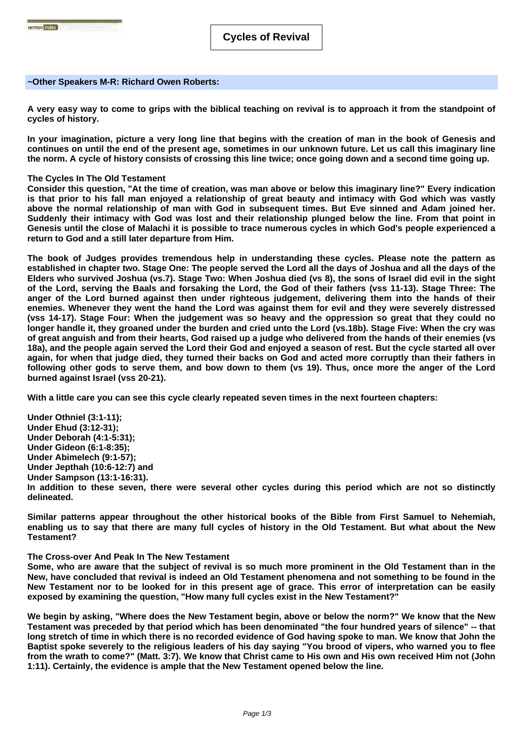# Cycles of Revival

~Other Speakers M-R: Richard Owen Roberts:

**A very easy way to come to grips with the biblical teaching on revival is to approach it from the standpoint of cycles of history.**

**In your imagination, picture a very long line that begins with the creation of man in the book of Genesis and continues on until the end of the present age, sometimes in our unknown future. Let us call this imaginary line the norm. A cycle of history consists of crossing this line twice; once going down and a second time going up.**

**The Cycles In The Old Testament**

**Consider this question, "At the time of creation, was man above or below this imaginary line?" Every indication is that prior to his fall man enjoyed a relationship of great beauty and intimacy with God which was vastly above the normal relationship of man with God in subsequent times. But Eve sinned and Adam joined her. Suddenly their intimacy with God was lost and their relationship plunged below the line. From that point in Genesis until the close of Malachi it is possible to trace numerous cycles in which God's people experienced a return to God and a still later departure from Him.**

**The book of Judges provides tremendous help in understanding these cycles. Please note the pattern as established in chapter two. Stage One: The people served the Lord all the days of Joshua and all the days of the Elders who survived Joshua (vs.7). Stage Two: When Joshua died (vs 8), the sons of Israel did evil in the sight of the Lord, serving the Baals and forsaking the Lord, the God of their fathers (vss 11-13). Stage Three: The anger of the Lord burned against then under righteous judgement, delivering them into the hands of their enemies. Whenever they went the hand the Lord was against them for evil and they were severely distressed (vss 14-17). Stage Four: When the judgement was so heavy and the oppression so great that they could no longer handle it, they groaned under the burden and cried unto the Lord (vs.18b). Stage Five: When the cry was of great anguish and from their hearts, God raised up a judge who delivered from the hands of their enemies (vs 18a), and the people again served the Lord their God and enjoyed a season of rest. But the cycle started all over again, for when that judge died, they turned their backs on God and acted more corruptly than their fathers in following other gods to serve them, and bow down to them (vs 19). Thus, once more the anger of the Lord burned against Israel (vss 20-21).**

**With a little care you can see this cycle clearly repeated seven times in the next fourteen chapters:**

**Under Othniel (3:1-11);**
**Under Ehud (3:12-31);**
**Under Deborah (4:1-5:31);**
**Under Gideon (6:1-8:35);**
**Under Abimelech (9:1-57);**
**Under Jepthah (10:6-12:7) and**
**Under Sampson (13:1-16:31).**
**In addition to these seven, there were several other cycles during this period which are not so distinctly delineated.**

**Similar patterns appear throughout the other historical books of the Bible from First Samuel to Nehemiah, enabling us to say that there are many full cycles of history in the Old Testament. But what about the New Testament?**

**The Cross-over And Peak In The New Testament**

**Some, who are aware that the subject of revival is so much more prominent in the Old Testament than in the New, have concluded that revival is indeed an Old Testament phenomena and not something to be found in the New Testament nor to be looked for in this present age of grace. This error of interpretation can be easily exposed by examining the question, "How many full cycles exist in the New Testament?"**

**We begin by asking, "Where does the New Testament begin, above or below the norm?" We know that the New Testament was preceded by that period which has been denominated "the four hundred years of silence" -- that long stretch of time in which there is no recorded evidence of God having spoke to man. We know that John the Baptist spoke severely to the religious leaders of his day saying "You brood of vipers, who warned you to flee from the wrath to come?" (Matt. 3:7). We know that Christ came to His own and His own received Him not (John 1:11). Certainly, the evidence is ample that the New Testament opened below the line.**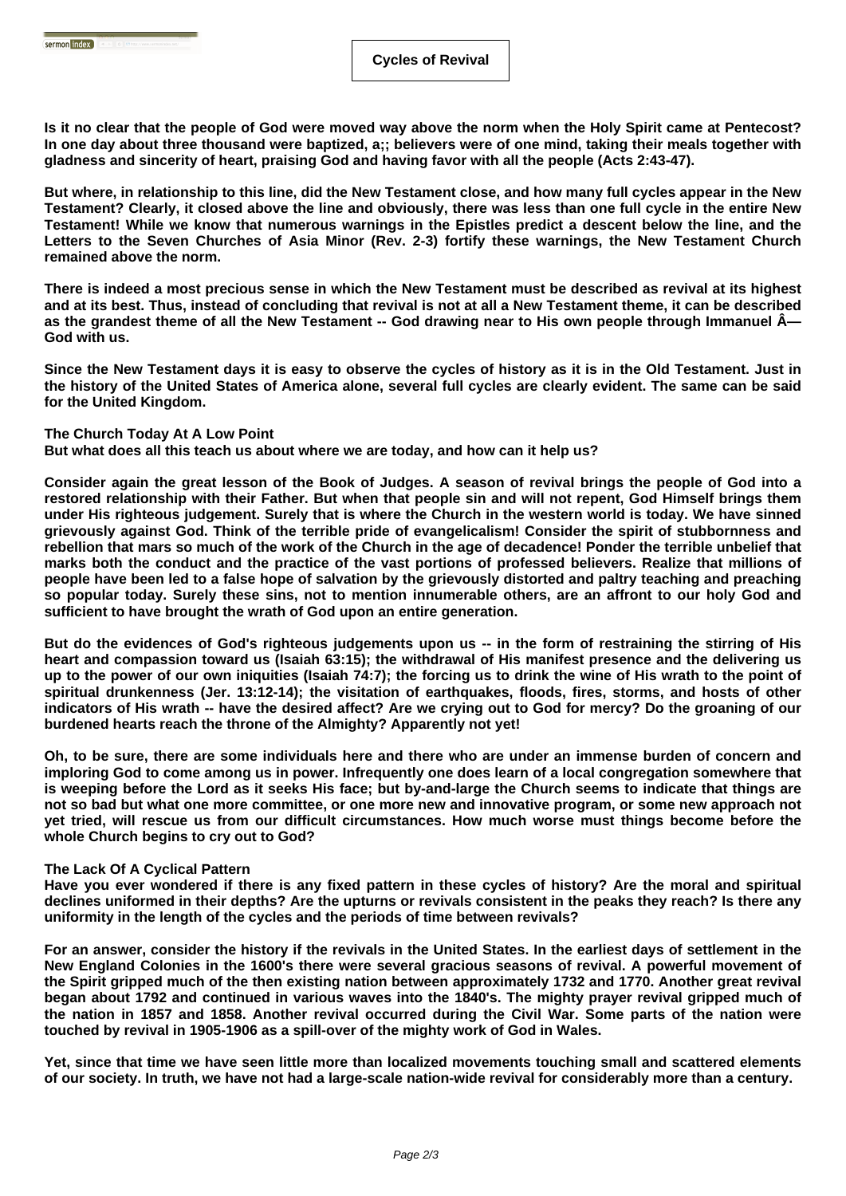**Is it no clear that the people of God were moved way above the norm when the Holy Spirit came at Pentecost? In one day about three thousand were baptized, a;; believers were of one mind, taking their meals together with gladness and sincerity of heart, praising God and having favor with all the people (Acts 2:43-47).**

**But where, in relationship to this line, did the New Testament close, and how many full cycles appear in the New Testament? Clearly, it closed above the line and obviously, there was less than one full cycle in the entire New Testament! While we know that numerous warnings in the Epistles predict a descent below the line, and the Letters to the Seven Churches of Asia Minor (Rev. 2-3) fortify these warnings, the New Testament Church remained above the norm.**

**There is indeed a most precious sense in which the New Testament must be described as revival at its highest and at its best. Thus, instead of concluding that revival is not at all a New Testament theme, it can be described as the grandest theme of all the New Testament -- God drawing near to His own people through Immanuel Â— God with us.**

**Since the New Testament days it is easy to observe the cycles of history as it is in the Old Testament. Just in the history of the United States of America alone, several full cycles are clearly evident. The same can be said for the United Kingdom.**

**The Church Today At A Low Point**
**But what does all this teach us about where we are today, and how can it help us?**

**Consider again the great lesson of the Book of Judges. A season of revival brings the people of God into a restored relationship with their Father. But when that people sin and will not repent, God Himself brings them under His righteous judgement. Surely that is where the Church in the western world is today. We have sinned grievously against God. Think of the terrible pride of evangelicalism! Consider the spirit of stubbornness and rebellion that mars so much of the work of the Church in the age of decadence! Ponder the terrible unbelief that marks both the conduct and the practice of the vast portions of professed believers. Realize that millions of people have been led to a false hope of salvation by the grievously distorted and paltry teaching and preaching so popular today. Surely these sins, not to mention innumerable others, are an affront to our holy God and sufficient to have brought the wrath of God upon an entire generation.**

**But do the evidences of God's righteous judgements upon us -- in the form of restraining the stirring of His heart and compassion toward us (Isaiah 63:15); the withdrawal of His manifest presence and the delivering us up to the power of our own iniquities (Isaiah 74:7); the forcing us to drink the wine of His wrath to the point of spiritual drunkenness (Jer. 13:12-14); the visitation of earthquakes, floods, fires, storms, and hosts of other indicators of His wrath -- have the desired affect? Are we crying out to God for mercy? Do the groaning of our burdened hearts reach the throne of the Almighty? Apparently not yet!**

**Oh, to be sure, there are some individuals here and there who are under an immense burden of concern and imploring God to come among us in power. Infrequently one does learn of a local congregation somewhere that is weeping before the Lord as it seeks His face; but by-and-large the Church seems to indicate that things are not so bad but what one more committee, or one more new and innovative program, or some new approach not yet tried, will rescue us from our difficult circumstances. How much worse must things become before the whole Church begins to cry out to God?**

**The Lack Of A Cyclical Pattern**
**Have you ever wondered if there is any fixed pattern in these cycles of history? Are the moral and spiritual declines uniformed in their depths? Are the upturns or revivals consistent in the peaks they reach? Is there any uniformity in the length of the cycles and the periods of time between revivals?**

**For an answer, consider the history if the revivals in the United States. In the earliest days of settlement in the New England Colonies in the 1600's there were several gracious seasons of revival. A powerful movement of the Spirit gripped much of the then existing nation between approximately 1732 and 1770. Another great revival began about 1792 and continued in various waves into the 1840's. The mighty prayer revival gripped much of the nation in 1857 and 1858. Another revival occurred during the Civil War. Some parts of the nation were touched by revival in 1905-1906 as a spill-over of the mighty work of God in Wales.**

**Yet, since that time we have seen little more than localized movements touching small and scattered elements of our society. In truth, we have not had a large-scale nation-wide revival for considerably more than a century.**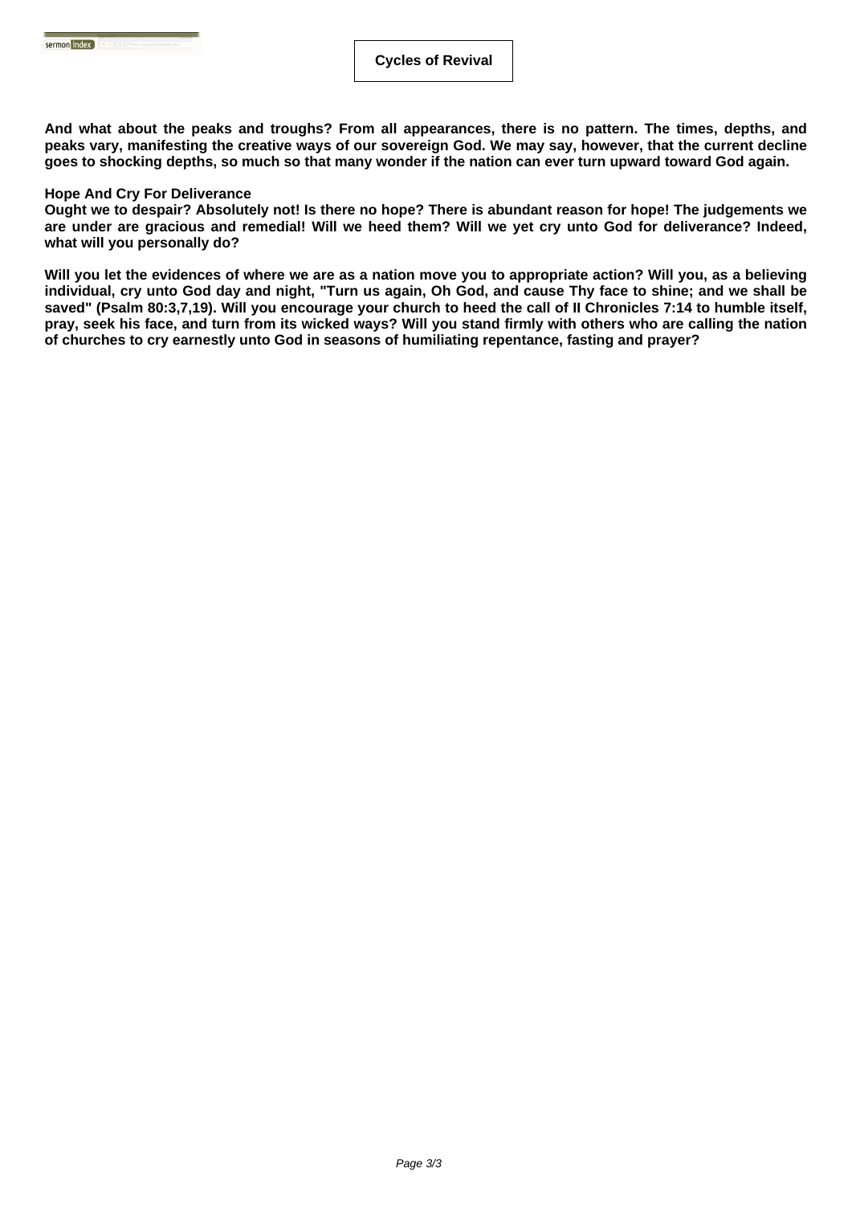**And what about the peaks and troughs? From all appearances, there is no pattern. The times, depths, and peaks vary, manifesting the creative ways of our sovereign God. We may say, however, that the current decline goes to shocking depths, so much so that many wonder if the nation can ever turn upward toward God again.**

### Hope And Cry For Deliverance

**Ought we to despair? Absolutely not! Is there no hope? There is abundant reason for hope! The judgements we are under are gracious and remedial! Will we heed them? Will we yet cry unto God for deliverance? Indeed, what will you personally do?**

**Will you let the evidences of where we are as a nation move you to appropriate action? Will you, as a believing individual, cry unto God day and night, "Turn us again, Oh God, and cause Thy face to shine; and we shall be saved" (Psalm 80:3,7,19). Will you encourage your church to heed the call of II Chronicles 7:14 to humble itself, pray, seek his face, and turn from its wicked ways? Will you stand firmly with others who are calling the nation of churches to cry earnestly unto God in seasons of humiliating repentance, fasting and prayer?**